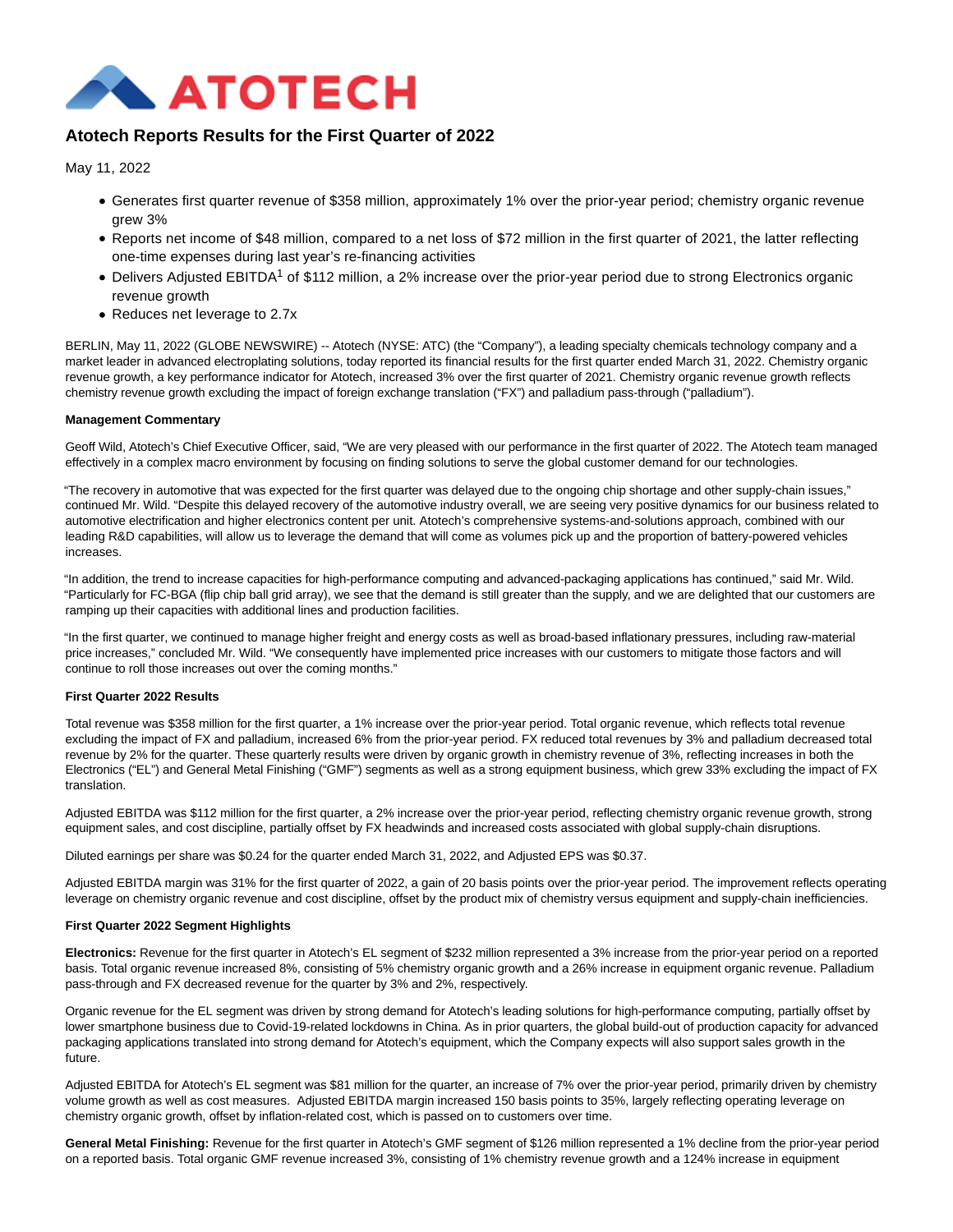# ATOTECH

## Atotech Reports Results for the First Quarter of 2022

May 11, 2022

- Generates first quarter revenue of $358 million, approximately 1% over the prior-year period; chemistry organic revenue grew 3%
- Reports net income of $48 million, compared to a net loss of $72 million in the first quarter of 2021, the latter reflecting one-time expenses during last year's re-financing activities
- Delivers Adjusted EBITDA[1] of $112 million, a 2% increase over the prior-year period due to strong Electronics organic revenue growth
- Reduces net leverage to 2.7x

BERLIN, May 11, 2022 (GLOBE NEWSWIRE) -- Atotech (NYSE: ATC) (the "Company"), a leading specialty chemicals technology company and a market leader in advanced electroplating solutions, today reported its financial results for the first quarter ended March 31, 2022. Chemistry organic revenue growth, a key performance indicator for Atotech, increased 3% over the first quarter of 2021. Chemistry organic revenue growth reflects chemistry revenue growth excluding the impact of foreign exchange translation ("FX") and palladium pass-through ("palladium").

**Management Commentary**

Geoff Wild, Atotech's Chief Executive Officer, said, "We are very pleased with our performance in the first quarter of 2022. The Atotech team managed effectively in a complex macro environment by focusing on finding solutions to serve the global customer demand for our technologies.

"The recovery in automotive that was expected for the first quarter was delayed due to the ongoing chip shortage and other supply-chain issues," continued Mr. Wild. "Despite this delayed recovery of the automotive industry overall, we are seeing very positive dynamics for our business related to automotive electrification and higher electronics content per unit. Atotech's comprehensive systems-and-solutions approach, combined with our leading R&D capabilities, will allow us to leverage the demand that will come as volumes pick up and the proportion of battery-powered vehicles increases.

"In addition, the trend to increase capacities for high-performance computing and advanced-packaging applications has continued," said Mr. Wild. "Particularly for FC-BGA (flip chip ball grid array), we see that the demand is still greater than the supply, and we are delighted that our customers are ramping up their capacities with additional lines and production facilities.

"In the first quarter, we continued to manage higher freight and energy costs as well as broad-based inflationary pressures, including raw-material price increases," concluded Mr. Wild. "We consequently have implemented price increases with our customers to mitigate those factors and will continue to roll those increases out over the coming months."

**First Quarter 2022 Results**

Total revenue was $358 million for the first quarter, a 1% increase over the prior-year period. Total organic revenue, which reflects total revenue excluding the impact of FX and palladium, increased 6% from the prior-year period. FX reduced total revenues by 3% and palladium decreased total revenue by 2% for the quarter. These quarterly results were driven by organic growth in chemistry revenue of 3%, reflecting increases in both the Electronics ("EL") and General Metal Finishing ("GMF") segments as well as a strong equipment business, which grew 33% excluding the impact of FX translation.

Adjusted EBITDA was $112 million for the first quarter, a 2% increase over the prior-year period, reflecting chemistry organic revenue growth, strong equipment sales, and cost discipline, partially offset by FX headwinds and increased costs associated with global supply-chain disruptions.

Diluted earnings per share was $0.24 for the quarter ended March 31, 2022, and Adjusted EPS was $0.37.

Adjusted EBITDA margin was 31% for the first quarter of 2022, a gain of 20 basis points over the prior-year period. The improvement reflects operating leverage on chemistry organic revenue and cost discipline, offset by the product mix of chemistry versus equipment and supply-chain inefficiencies.

**First Quarter 2022 Segment Highlights**

**Electronics:** Revenue for the first quarter in Atotech's EL segment of $232 million represented a 3% increase from the prior-year period on a reported basis. Total organic revenue increased 8%, consisting of 5% chemistry organic growth and a 26% increase in equipment organic revenue. Palladium pass-through and FX decreased revenue for the quarter by 3% and 2%, respectively.

Organic revenue for the EL segment was driven by strong demand for Atotech's leading solutions for high-performance computing, partially offset by lower smartphone business due to Covid-19-related lockdowns in China. As in prior quarters, the global build-out of production capacity for advanced packaging applications translated into strong demand for Atotech's equipment, which the Company expects will also support sales growth in the future.

Adjusted EBITDA for Atotech's EL segment was $81 million for the quarter, an increase of 7% over the prior-year period, primarily driven by chemistry volume growth as well as cost measures. Adjusted EBITDA margin increased 150 basis points to 35%, largely reflecting operating leverage on chemistry organic growth, offset by inflation-related cost, which is passed on to customers over time.

**General Metal Finishing:** Revenue for the first quarter in Atotech's GMF segment of $126 million represented a 1% decline from the prior-year period on a reported basis. Total organic GMF revenue increased 3%, consisting of 1% chemistry revenue growth and a 124% increase in equipment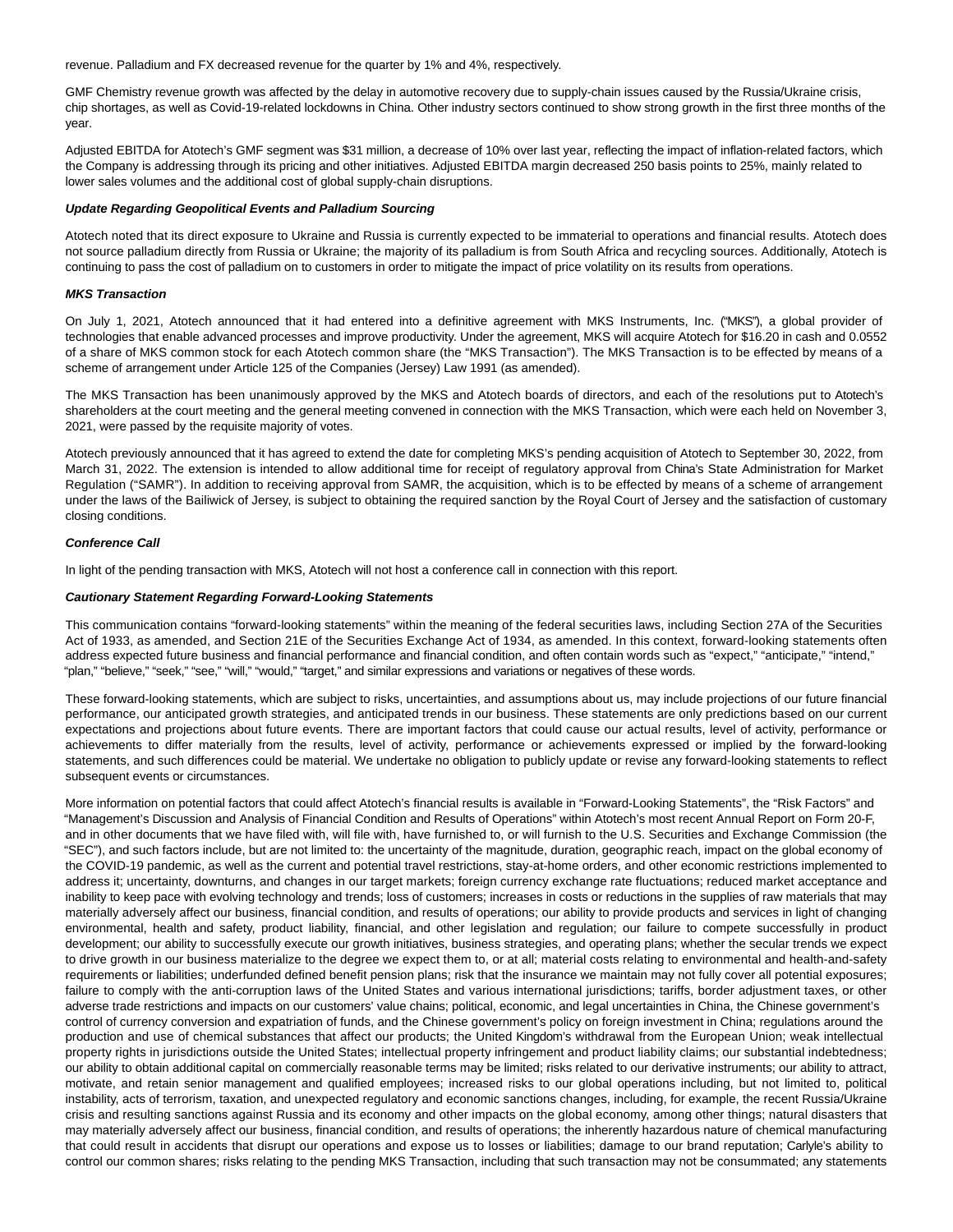revenue. Palladium and FX decreased revenue for the quarter by 1% and 4%, respectively.

GMF Chemistry revenue growth was affected by the delay in automotive recovery due to supply-chain issues caused by the Russia/Ukraine crisis, chip shortages, as well as Covid-19-related lockdowns in China. Other industry sectors continued to show strong growth in the first three months of the year.

Adjusted EBITDA for Atotech's GMF segment was $31 million, a decrease of 10% over last year, reflecting the impact of inflation-related factors, which the Company is addressing through its pricing and other initiatives. Adjusted EBITDA margin decreased 250 basis points to 25%, mainly related to lower sales volumes and the additional cost of global supply-chain disruptions.

***Update Regarding Geopolitical Events and Palladium Sourcing***

Atotech noted that its direct exposure to Ukraine and Russia is currently expected to be immaterial to operations and financial results. Atotech does not source palladium directly from Russia or Ukraine; the majority of its palladium is from South Africa and recycling sources. Additionally, Atotech is continuing to pass the cost of palladium on to customers in order to mitigate the impact of price volatility on its results from operations.

***MKS Transaction***

On July 1, 2021, Atotech announced that it had entered into a definitive agreement with MKS Instruments, Inc. ("MKS"), a global provider of technologies that enable advanced processes and improve productivity. Under the agreement, MKS will acquire Atotech for $16.20 in cash and 0.0552 of a share of MKS common stock for each Atotech common share (the "MKS Transaction"). The MKS Transaction is to be effected by means of a scheme of arrangement under Article 125 of the Companies (Jersey) Law 1991 (as amended).

The MKS Transaction has been unanimously approved by the MKS and Atotech boards of directors, and each of the resolutions put to Atotech's shareholders at the court meeting and the general meeting convened in connection with the MKS Transaction, which were each held on November 3, 2021, were passed by the requisite majority of votes.

Atotech previously announced that it has agreed to extend the date for completing MKS's pending acquisition of Atotech to September 30, 2022, from March 31, 2022. The extension is intended to allow additional time for receipt of regulatory approval from China's State Administration for Market Regulation ("SAMR"). In addition to receiving approval from SAMR, the acquisition, which is to be effected by means of a scheme of arrangement under the laws of the Bailiwick of Jersey, is subject to obtaining the required sanction by the Royal Court of Jersey and the satisfaction of customary closing conditions.

***Conference Call***

In light of the pending transaction with MKS, Atotech will not host a conference call in connection with this report.

***Cautionary Statement Regarding Forward-Looking Statements***

This communication contains "forward-looking statements" within the meaning of the federal securities laws, including Section 27A of the Securities Act of 1933, as amended, and Section 21E of the Securities Exchange Act of 1934, as amended. In this context, forward-looking statements often address expected future business and financial performance and financial condition, and often contain words such as "expect," "anticipate," "intend," "plan," "believe," "seek," "see," "will," "would," "target," and similar expressions and variations or negatives of these words.

These forward-looking statements, which are subject to risks, uncertainties, and assumptions about us, may include projections of our future financial performance, our anticipated growth strategies, and anticipated trends in our business. These statements are only predictions based on our current expectations and projections about future events. There are important factors that could cause our actual results, level of activity, performance or achievements to differ materially from the results, level of activity, performance or achievements expressed or implied by the forward-looking statements, and such differences could be material. We undertake no obligation to publicly update or revise any forward-looking statements to reflect subsequent events or circumstances.

More information on potential factors that could affect Atotech's financial results is available in "Forward-Looking Statements", the "Risk Factors" and "Management's Discussion and Analysis of Financial Condition and Results of Operations" within Atotech's most recent Annual Report on Form 20-F, and in other documents that we have filed with, will file with, have furnished to, or will furnish to the U.S. Securities and Exchange Commission (the "SEC"), and such factors include, but are not limited to: the uncertainty of the magnitude, duration, geographic reach, impact on the global economy of the COVID-19 pandemic, as well as the current and potential travel restrictions, stay-at-home orders, and other economic restrictions implemented to address it; uncertainty, downturns, and changes in our target markets; foreign currency exchange rate fluctuations; reduced market acceptance and inability to keep pace with evolving technology and trends; loss of customers; increases in costs or reductions in the supplies of raw materials that may materially adversely affect our business, financial condition, and results of operations; our ability to provide products and services in light of changing environmental, health and safety, product liability, financial, and other legislation and regulation; our failure to compete successfully in product development; our ability to successfully execute our growth initiatives, business strategies, and operating plans; whether the secular trends we expect to drive growth in our business materialize to the degree we expect them to, or at all; material costs relating to environmental and health-and-safety requirements or liabilities; underfunded defined benefit pension plans; risk that the insurance we maintain may not fully cover all potential exposures; failure to comply with the anti-corruption laws of the United States and various international jurisdictions; tariffs, border adjustment taxes, or other adverse trade restrictions and impacts on our customers' value chains; political, economic, and legal uncertainties in China, the Chinese government's control of currency conversion and expatriation of funds, and the Chinese government's policy on foreign investment in China; regulations around the production and use of chemical substances that affect our products; the United Kingdom's withdrawal from the European Union; weak intellectual property rights in jurisdictions outside the United States; intellectual property infringement and product liability claims; our substantial indebtedness; our ability to obtain additional capital on commercially reasonable terms may be limited; risks related to our derivative instruments; our ability to attract, motivate, and retain senior management and qualified employees; increased risks to our global operations including, but not limited to, political instability, acts of terrorism, taxation, and unexpected regulatory and economic sanctions changes, including, for example, the recent Russia/Ukraine crisis and resulting sanctions against Russia and its economy and other impacts on the global economy, among other things; natural disasters that may materially adversely affect our business, financial condition, and results of operations; the inherently hazardous nature of chemical manufacturing that could result in accidents that disrupt our operations and expose us to losses or liabilities; damage to our brand reputation; Carlyle's ability to control our common shares; risks relating to the pending MKS Transaction, including that such transaction may not be consummated; any statements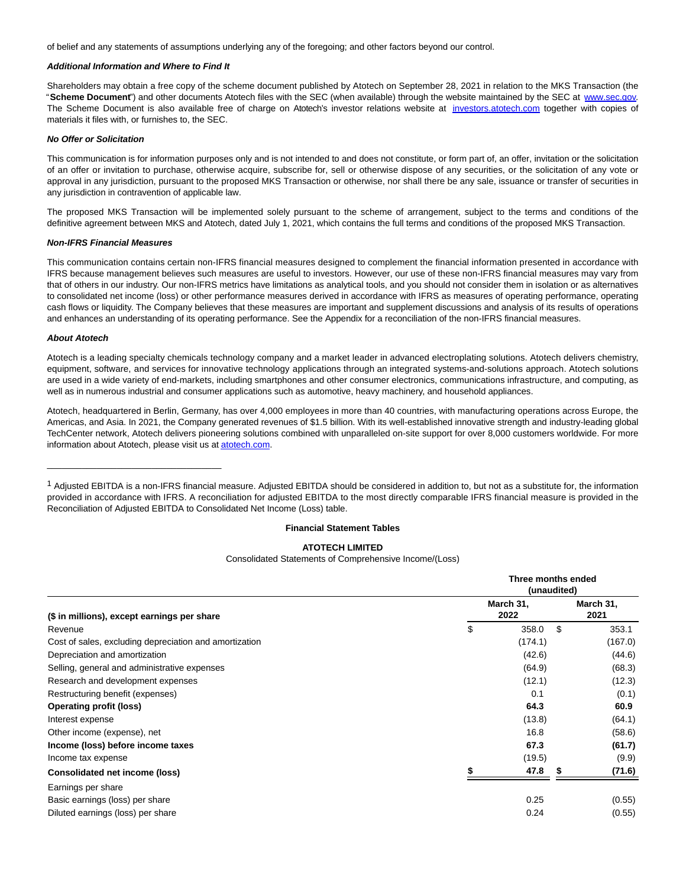of belief and any statements of assumptions underlying any of the foregoing; and other factors beyond our control.

***Additional Information and Where to Find It***

Shareholders may obtain a free copy of the scheme document published by Atotech on September 28, 2021 in relation to the MKS Transaction (the "**Scheme Document**") and other documents Atotech files with the SEC (when available) through the website maintained by the SEC at www.sec.gov. The Scheme Document is also available free of charge on Atotech's investor relations website at investors.atotech.com together with copies of materials it files with, or furnishes to, the SEC.

***No Offer or Solicitation***

This communication is for information purposes only and is not intended to and does not constitute, or form part of, an offer, invitation or the solicitation of an offer or invitation to purchase, otherwise acquire, subscribe for, sell or otherwise dispose of any securities, or the solicitation of any vote or approval in any jurisdiction, pursuant to the proposed MKS Transaction or otherwise, nor shall there be any sale, issuance or transfer of securities in any jurisdiction in contravention of applicable law.

The proposed MKS Transaction will be implemented solely pursuant to the scheme of arrangement, subject to the terms and conditions of the definitive agreement between MKS and Atotech, dated July 1, 2021, which contains the full terms and conditions of the proposed MKS Transaction.

***Non-IFRS Financial Measures***

This communication contains certain non-IFRS financial measures designed to complement the financial information presented in accordance with IFRS because management believes such measures are useful to investors. However, our use of these non-IFRS financial measures may vary from that of others in our industry. Our non-IFRS metrics have limitations as analytical tools, and you should not consider them in isolation or as alternatives to consolidated net income (loss) or other performance measures derived in accordance with IFRS as measures of operating performance, operating cash flows or liquidity. The Company believes that these measures are important and supplement discussions and analysis of its results of operations and enhances an understanding of its operating performance. See the Appendix for a reconciliation of the non-IFRS financial measures.

***About Atotech***

Atotech is a leading specialty chemicals technology company and a market leader in advanced electroplating solutions. Atotech delivers chemistry, equipment, software, and services for innovative technology applications through an integrated systems-and-solutions approach. Atotech solutions are used in a wide variety of end-markets, including smartphones and other consumer electronics, communications infrastructure, and computing, as well as in numerous industrial and consumer applications such as automotive, heavy machinery, and household appliances.

Atotech, headquartered in Berlin, Germany, has over 4,000 employees in more than 40 countries, with manufacturing operations across Europe, the Americas, and Asia. In 2021, the Company generated revenues of $1.5 billion. With its well-established innovative strength and industry-leading global TechCenter network, Atotech delivers pioneering solutions combined with unparalleled on-site support for over 8,000 customers worldwide. For more information about Atotech, please visit us at atotech.com.

---

[1] Adjusted EBITDA is a non-IFRS financial measure. Adjusted EBITDA should be considered in addition to, but not as a substitute for, the information provided in accordance with IFRS. A reconciliation for adjusted EBITDA to the most directly comparable IFRS financial measure is provided in the Reconciliation of Adjusted EBITDA to Consolidated Net Income (Loss) table.

**Financial Statement Tables**

**ATOTECH LIMITED**

Consolidated Statements of Comprehensive Income/(Loss)

| | Three months ended (unaudited) | |
|---|---|---|
| **($ in millions), except earnings per share** | **March 31, 2022** | **March 31, 2021** |
| Revenue | $ 358.0 | $ 353.1 |
| Cost of sales, excluding depreciation and amortization | (174.1) | (167.0) |
| Depreciation and amortization | (42.6) | (44.6) |
| Selling, general and administrative expenses | (64.9) | (68.3) |
| Research and development expenses | (12.1) | (12.3) |
| Restructuring benefit (expenses) | 0.1 | (0.1) |
| **Operating profit (loss)** | **64.3** | **60.9** |
| Interest expense | (13.8) | (64.1) |
| Other income (expense), net | 16.8 | (58.6) |
| **Income (loss) before income taxes** | **67.3** | **(61.7)** |
| Income tax expense | (19.5) | (9.9) |
| **Consolidated net income (loss)** | **$ 47.8** | **$ (71.6)** |
| Earnings per share | | |
| Basic earnings (loss) per share | 0.25 | (0.55) |
| Diluted earnings (loss) per share | 0.24 | (0.55) |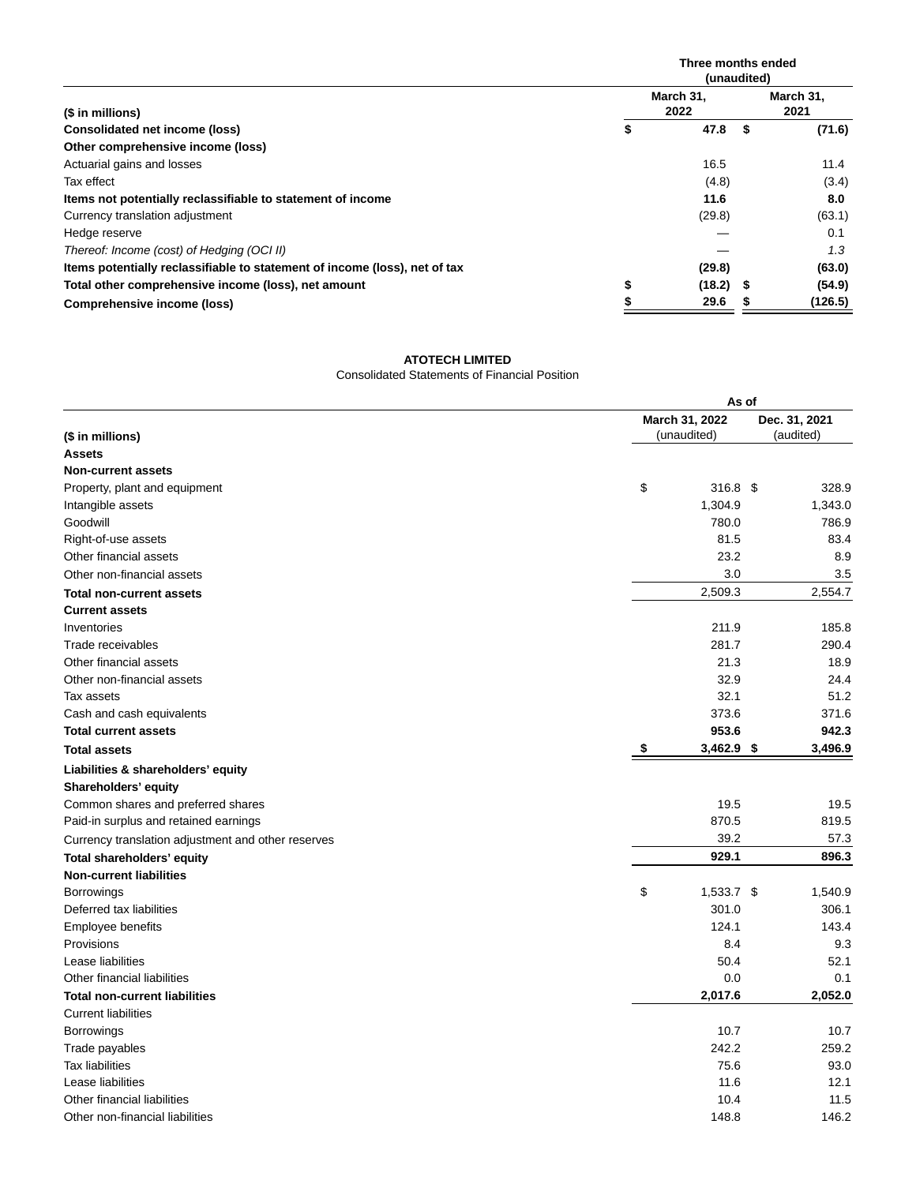| ($ in millions) | Three months ended (unaudited) March 31, 2022 | March 31, 2021 |
|---|---|---|
| **Consolidated net income (loss)** | **$ 47.8** | **$ (71.6)** |
| **Other comprehensive income (loss)** | | |
| Actuarial gains and losses | 16.5 | 11.4 |
| Tax effect | (4.8) | (3.4) |
| **Items not potentially reclassifiable to statement of income** | **11.6** | **8.0** |
| Currency translation adjustment | (29.8) | (63.1) |
| Hedge reserve | — | 0.1 |
| *Thereof: Income (cost) of Hedging (OCI II)* | *—* | *1.3* |
| **Items potentially reclassifiable to statement of income (loss), net of tax** | **(29.8)** | **(63.0)** |
| **Total other comprehensive income (loss), net amount** | **$ (18.2)** | **$ (54.9)** |
| **Comprehensive income (loss)** | **$ 29.6** | **$ (126.5)** |

**ATOTECH LIMITED**

Consolidated Statements of Financial Position

| ($ in millions) | As of March 31, 2022 (unaudited) | Dec. 31, 2021 (audited) |
|---|---|---|
| **Assets** | | |
| **Non-current assets** | | |
| Property, plant and equipment | $ 316.8 | $ 328.9 |
| Intangible assets | 1,304.9 | 1,343.0 |
| Goodwill | 780.0 | 786.9 |
| Right-of-use assets | 81.5 | 83.4 |
| Other financial assets | 23.2 | 8.9 |
| Other non-financial assets | 3.0 | 3.5 |
| **Total non-current assets** | 2,509.3 | 2,554.7 |
| **Current assets** | | |
| Inventories | 211.9 | 185.8 |
| Trade receivables | 281.7 | 290.4 |
| Other financial assets | 21.3 | 18.9 |
| Other non-financial assets | 32.9 | 24.4 |
| Tax assets | 32.1 | 51.2 |
| Cash and cash equivalents | 373.6 | 371.6 |
| **Total current assets** | **953.6** | **942.3** |
| **Total assets** | **$ 3,462.9** | **$ 3,496.9** |
| **Liabilities & shareholders' equity** | | |
| **Shareholders' equity** | | |
| Common shares and preferred shares | 19.5 | 19.5 |
| Paid-in surplus and retained earnings | 870.5 | 819.5 |
| Currency translation adjustment and other reserves | 39.2 | 57.3 |
| **Total shareholders' equity** | **929.1** | **896.3** |
| **Non-current liabilities** | | |
| Borrowings | $ 1,533.7 | $ 1,540.9 |
| Deferred tax liabilities | 301.0 | 306.1 |
| Employee benefits | 124.1 | 143.4 |
| Provisions | 8.4 | 9.3 |
| Lease liabilities | 50.4 | 52.1 |
| Other financial liabilities | 0.0 | 0.1 |
| **Total non-current liabilities** | **2,017.6** | **2,052.0** |
| Current liabilities | | |
| Borrowings | 10.7 | 10.7 |
| Trade payables | 242.2 | 259.2 |
| Tax liabilities | 75.6 | 93.0 |
| Lease liabilities | 11.6 | 12.1 |
| Other financial liabilities | 10.4 | 11.5 |
| Other non-financial liabilities | 148.8 | 146.2 |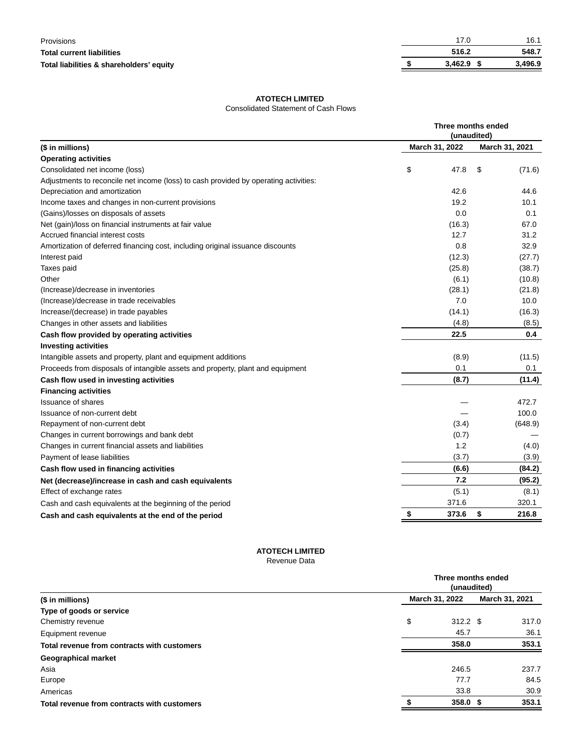| | | |
|---|---|---|
| Provisions | 17.0 | 16.1 |
| **Total current liabilities** | **516.2** | **548.7** |
| **Total liabilities & shareholders' equity** | **$ 3,462.9** | **$ 3,496.9** |

**ATOTECH LIMITED**

Consolidated Statement of Cash Flows

| | Three months ended (unaudited) | |
|---|---|---|
| **($ in millions)** | **March 31, 2022** | **March 31, 2021** |
| **Operating activities** | | |
| Consolidated net income (loss) | $ 47.8 | $ (71.6) |
| Adjustments to reconcile net income (loss) to cash provided by operating activities: | | |
| Depreciation and amortization | 42.6 | 44.6 |
| Income taxes and changes in non-current provisions | 19.2 | 10.1 |
| (Gains)/losses on disposals of assets | 0.0 | 0.1 |
| Net (gain)/loss on financial instruments at fair value | (16.3) | 67.0 |
| Accrued financial interest costs | 12.7 | 31.2 |
| Amortization of deferred financing cost, including original issuance discounts | 0.8 | 32.9 |
| Interest paid | (12.3) | (27.7) |
| Taxes paid | (25.8) | (38.7) |
| Other | (6.1) | (10.8) |
| (Increase)/decrease in inventories | (28.1) | (21.8) |
| (Increase)/decrease in trade receivables | 7.0 | 10.0 |
| Increase/(decrease) in trade payables | (14.1) | (16.3) |
| Changes in other assets and liabilities | (4.8) | (8.5) |
| **Cash flow provided by operating activities** | **22.5** | **0.4** |
| **Investing activities** | | |
| Intangible assets and property, plant and equipment additions | (8.9) | (11.5) |
| Proceeds from disposals of intangible assets and property, plant and equipment | 0.1 | 0.1 |
| **Cash flow used in investing activities** | **(8.7)** | **(11.4)** |
| **Financing activities** | | |
| Issuance of shares | — | 472.7 |
| Issuance of non-current debt | — | 100.0 |
| Repayment of non-current debt | (3.4) | (648.9) |
| Changes in current borrowings and bank debt | (0.7) | — |
| Changes in current financial assets and liabilities | 1.2 | (4.0) |
| Payment of lease liabilities | (3.7) | (3.9) |
| **Cash flow used in financing activities** | **(6.6)** | **(84.2)** |
| **Net (decrease)/increase in cash and cash equivalents** | **7.2** | **(95.2)** |
| Effect of exchange rates | (5.1) | (8.1) |
| Cash and cash equivalents at the beginning of the period | 371.6 | 320.1 |
| **Cash and cash equivalents at the end of the period** | **$ 373.6** | **$ 216.8** |

**ATOTECH LIMITED**

Revenue Data

| | Three months ended (unaudited) | |
|---|---|---|
| **($ in millions)** | **March 31, 2022** | **March 31, 2021** |
| **Type of goods or service** | | |
| Chemistry revenue | $ 312.2 | $ 317.0 |
| Equipment revenue | 45.7 | 36.1 |
| **Total revenue from contracts with customers** | **358.0** | **353.1** |
| **Geographical market** | | |
| Asia | 246.5 | 237.7 |
| Europe | 77.7 | 84.5 |
| Americas | 33.8 | 30.9 |
| **Total revenue from contracts with customers** | **$ 358.0** | **$ 353.1** |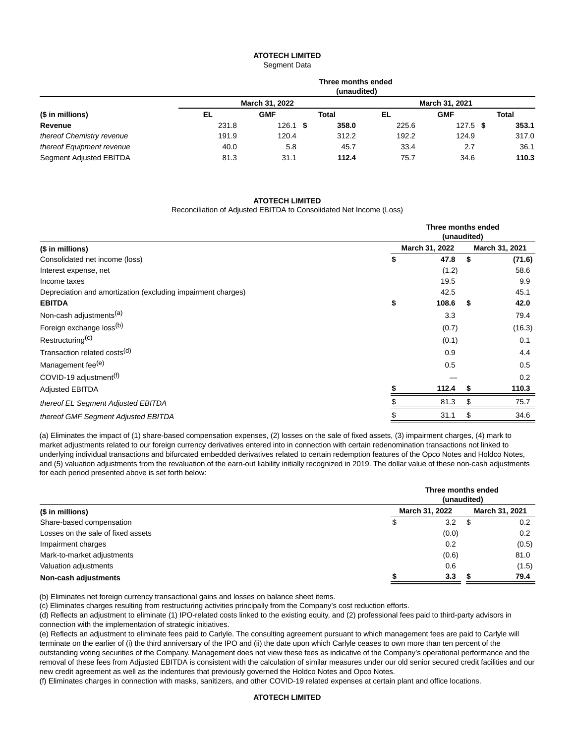**ATOTECH LIMITED**

Segment Data

| | Three months ended (unaudited) | | | | | |
|---|---|---|---|---|---|---|
| | March 31, 2022 | | | March 31, 2021 | | |
| ($ in millions) | EL | GMF | Total | EL | GMF | Total |
| **Revenue** | 231.8 | 126.1 | **$ 358.0** | 225.6 | 127.5 | **$ 353.1** |
| *thereof Chemistry revenue* | 191.9 | 120.4 | 312.2 | 192.2 | 124.9 | 317.0 |
| *thereof Equipment revenue* | 40.0 | 5.8 | 45.7 | 33.4 | 2.7 | 36.1 |
| Segment Adjusted EBITDA | 81.3 | 31.1 | **112.4** | 75.7 | 34.6 | **110.3** |

**ATOTECH LIMITED**

Reconciliation of Adjusted EBITDA to Consolidated Net Income (Loss)

| | Three months ended (unaudited) | |
|---|---|---|
| ($ in millions) | March 31, 2022 | March 31, 2021 |
| Consolidated net income (loss) | $ 47.8 | $ (71.6) |
| Interest expense, net | (1.2) | 58.6 |
| Income taxes | 19.5 | 9.9 |
| Depreciation and amortization (excluding impairment charges) | 42.5 | 45.1 |
| **EBITDA** | **$ 108.6** | **$ 42.0** |
| Non-cash adjustments[(a)] | 3.3 | 79.4 |
| Foreign exchange loss[(b)] | (0.7) | (16.3) |
| Restructuring[(c)] | (0.1) | 0.1 |
| Transaction related costs[(d)] | 0.9 | 4.4 |
| Management fee[(e)] | 0.5 | 0.5 |
| COVID-19 adjustment[(f)] | — | 0.2 |
| Adjusted EBITDA | **$ 112.4** | **$ 110.3** |
| *thereof EL Segment Adjusted EBITDA* | $ 81.3 | $ 75.7 |
| *thereof GMF Segment Adjusted EBITDA* | $ 31.1 | $ 34.6 |

(a) Eliminates the impact of (1) share-based compensation expenses, (2) losses on the sale of fixed assets, (3) impairment charges, (4) mark to market adjustments related to our foreign currency derivatives entered into in connection with certain redenomination transactions not linked to underlying individual transactions and bifurcated embedded derivatives related to certain redemption features of the Opco Notes and Holdco Notes, and (5) valuation adjustments from the revaluation of the earn-out liability initially recognized in 2019. The dollar value of these non-cash adjustments for each period presented above is set forth below:

| | Three months ended (unaudited) | |
|---|---|---|
| ($ in millions) | March 31, 2022 | March 31, 2021 |
| Share-based compensation | $ 3.2 | $ 0.2 |
| Losses on the sale of fixed assets | (0.0) | 0.2 |
| Impairment charges | 0.2 | (0.5) |
| Mark-to-market adjustments | (0.6) | 81.0 |
| Valuation adjustments | 0.6 | (1.5) |
| **Non-cash adjustments** | **$ 3.3** | **$ 79.4** |

(b) Eliminates net foreign currency transactional gains and losses on balance sheet items.

(c) Eliminates charges resulting from restructuring activities principally from the Company's cost reduction efforts.

(d) Reflects an adjustment to eliminate (1) IPO-related costs linked to the existing equity, and (2) professional fees paid to third-party advisors in connection with the implementation of strategic initiatives.

(e) Reflects an adjustment to eliminate fees paid to Carlyle. The consulting agreement pursuant to which management fees are paid to Carlyle will terminate on the earlier of (i) the third anniversary of the IPO and (ii) the date upon which Carlyle ceases to own more than ten percent of the outstanding voting securities of the Company. Management does not view these fees as indicative of the Company's operational performance and the removal of these fees from Adjusted EBITDA is consistent with the calculation of similar measures under our old senior secured credit facilities and our new credit agreement as well as the indentures that previously governed the Holdco Notes and Opco Notes.

(f) Eliminates charges in connection with masks, sanitizers, and other COVID-19 related expenses at certain plant and office locations.

**ATOTECH LIMITED**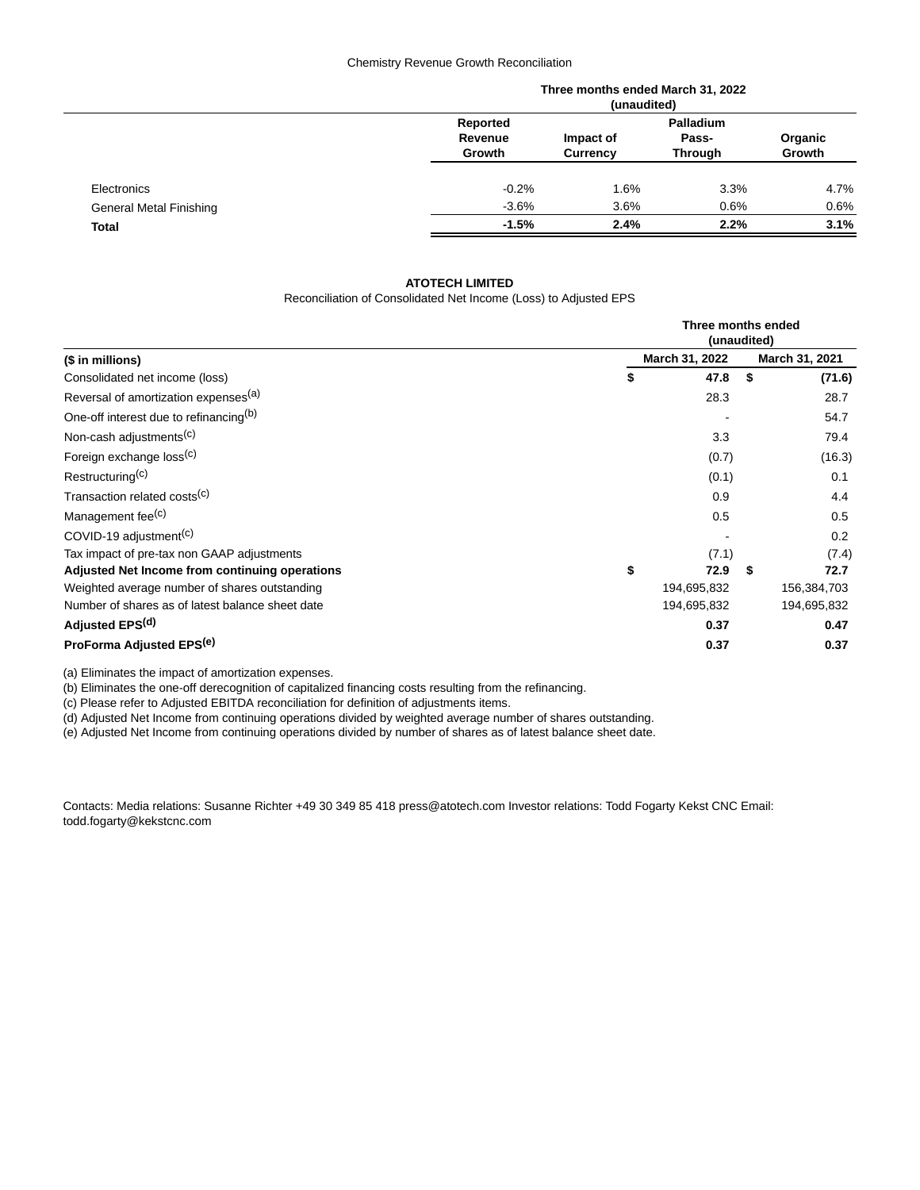Chemistry Revenue Growth Reconciliation

| | Three months ended March 31, 2022 (unaudited) | | | |
|---|---|---|---|---|
| | Reported Revenue Growth | Impact of Currency | Palladium Pass-Through | Organic Growth |
| Electronics | -0.2% | 1.6% | 3.3% | 4.7% |
| General Metal Finishing | -3.6% | 3.6% | 0.6% | 0.6% |
| **Total** | **-1.5%** | **2.4%** | **2.2%** | **3.1%** |

**ATOTECH LIMITED**

Reconciliation of Consolidated Net Income (Loss) to Adjusted EPS

| | Three months ended (unaudited) | |
|---|---|---|
| **($ in millions)** | **March 31, 2022** | **March 31, 2021** |
| Consolidated net income (loss) | **$ 47.8** | **$ (71.6)** |
| Reversal of amortization expenses[(a)] | 28.3 | 28.7 |
| One-off interest due to refinancing[(b)] | - | 54.7 |
| Non-cash adjustments[(c)] | 3.3 | 79.4 |
| Foreign exchange loss[(c)] | (0.7) | (16.3) |
| Restructuring[(c)] | (0.1) | 0.1 |
| Transaction related costs[(c)] | 0.9 | 4.4 |
| Management fee[(c)] | 0.5 | 0.5 |
| COVID-19 adjustment[(c)] | - | 0.2 |
| Tax impact of pre-tax non GAAP adjustments | (7.1) | (7.4) |
| **Adjusted Net Income from continuing operations** | **$ 72.9** | **$ 72.7** |
| Weighted average number of shares outstanding | 194,695,832 | 156,384,703 |
| Number of shares as of latest balance sheet date | 194,695,832 | 194,695,832 |
| **Adjusted EPS[(d)]** | **0.37** | **0.47** |
| **ProForma Adjusted EPS[(e)]** | **0.37** | **0.37** |

(a) Eliminates the impact of amortization expenses.
(b) Eliminates the one-off derecognition of capitalized financing costs resulting from the refinancing.
(c) Please refer to Adjusted EBITDA reconciliation for definition of adjustments items.
(d) Adjusted Net Income from continuing operations divided by weighted average number of shares outstanding.
(e) Adjusted Net Income from continuing operations divided by number of shares as of latest balance sheet date.

Contacts: Media relations: Susanne Richter +49 30 349 85 418 press@atotech.com Investor relations: Todd Fogarty Kekst CNC Email: todd.fogarty@kekstcnc.com